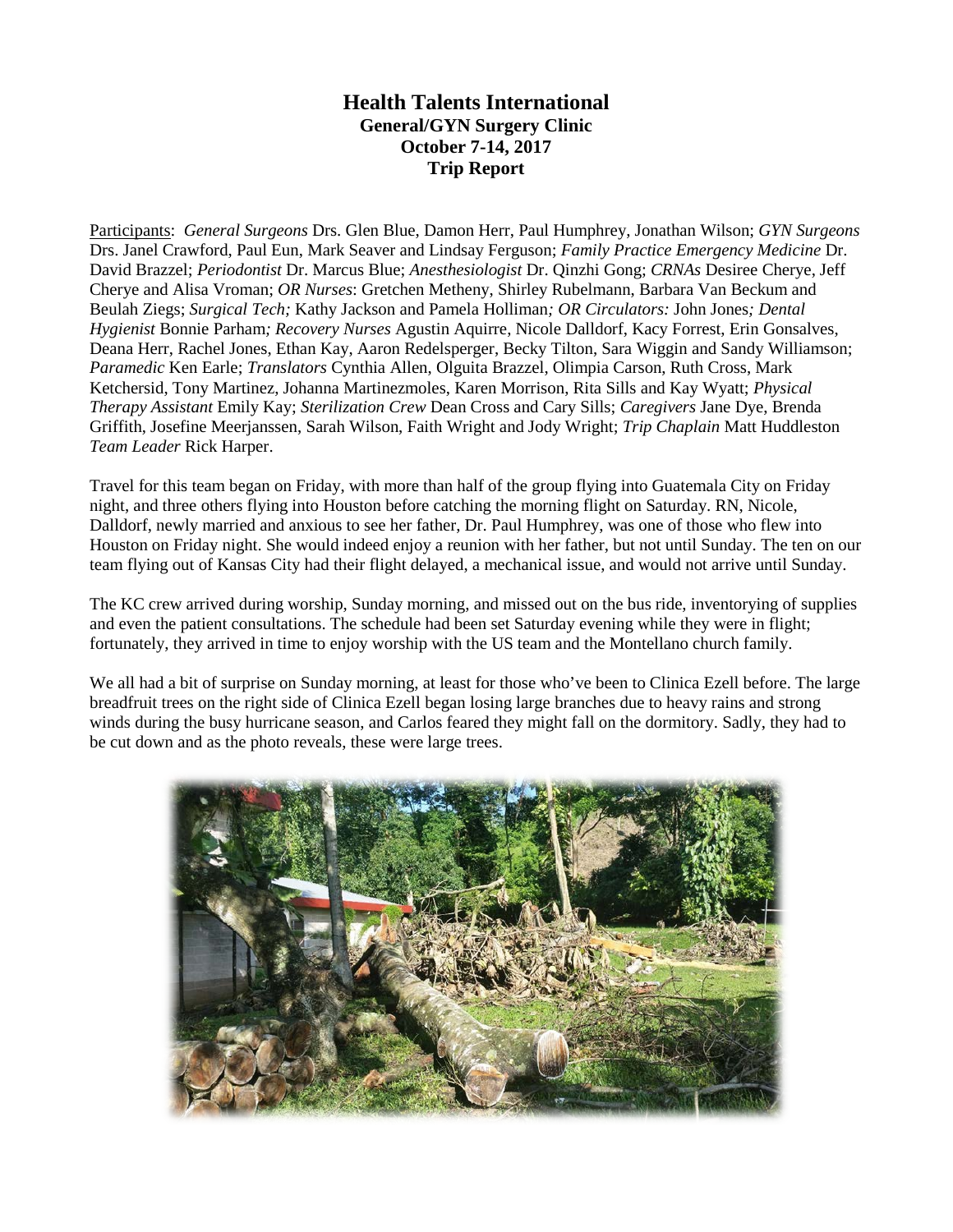# Health Talents International

**General/GYN Surgery Clinic**
**October 7-14, 2017**
**Trip Report**

Participants: *General Surgeons* Drs. Glen Blue, Damon Herr, Paul Humphrey, Jonathan Wilson; *GYN Surgeons* Drs. Janel Crawford, Paul Eun, Mark Seaver and Lindsay Ferguson; *Family Practice Emergency Medicine* Dr. David Brazzel; *Periodontist* Dr. Marcus Blue; *Anesthesiologist* Dr. Qinzhi Gong; *CRNAs* Desiree Cherye, Jeff Cherye and Alisa Vroman; *OR Nurses*: Gretchen Metheny, Shirley Rubelmann, Barbara Van Beckum and Beulah Ziegs; *Surgical Tech;* Kathy Jackson and Pamela Holliman*; OR Circulators:* John Jones*; Dental Hygienist* Bonnie Parham*; Recovery Nurses* Agustin Aquirre, Nicole Dalldorf, Kacy Forrest, Erin Gonsalves, Deana Herr, Rachel Jones, Ethan Kay, Aaron Redelsperger, Becky Tilton, Sara Wiggin and Sandy Williamson; *Paramedic* Ken Earle; *Translators* Cynthia Allen, Olguita Brazzel, Olimpia Carson, Ruth Cross, Mark Ketchersid, Tony Martinez, Johanna Martinezmoles, Karen Morrison, Rita Sills and Kay Wyatt; *Physical Therapy Assistant* Emily Kay; *Sterilization Crew* Dean Cross and Cary Sills; *Caregivers* Jane Dye, Brenda Griffith, Josefine Meerjanssen, Sarah Wilson, Faith Wright and Jody Wright; *Trip Chaplain* Matt Huddleston *Team Leader* Rick Harper.

Travel for this team began on Friday, with more than half of the group flying into Guatemala City on Friday night, and three others flying into Houston before catching the morning flight on Saturday. RN, Nicole, Dalldorf, newly married and anxious to see her father, Dr. Paul Humphrey, was one of those who flew into Houston on Friday night. She would indeed enjoy a reunion with her father, but not until Sunday. The ten on our team flying out of Kansas City had their flight delayed, a mechanical issue, and would not arrive until Sunday.

The KC crew arrived during worship, Sunday morning, and missed out on the bus ride, inventorying of supplies and even the patient consultations. The schedule had been set Saturday evening while they were in flight; fortunately, they arrived in time to enjoy worship with the US team and the Montellano church family.

We all had a bit of surprise on Sunday morning, at least for those who've been to Clinica Ezell before. The large breadfruit trees on the right side of Clinica Ezell began losing large branches due to heavy rains and strong winds during the busy hurricane season, and Carlos feared they might fall on the dormitory. Sadly, they had to be cut down and as the photo reveals, these were large trees.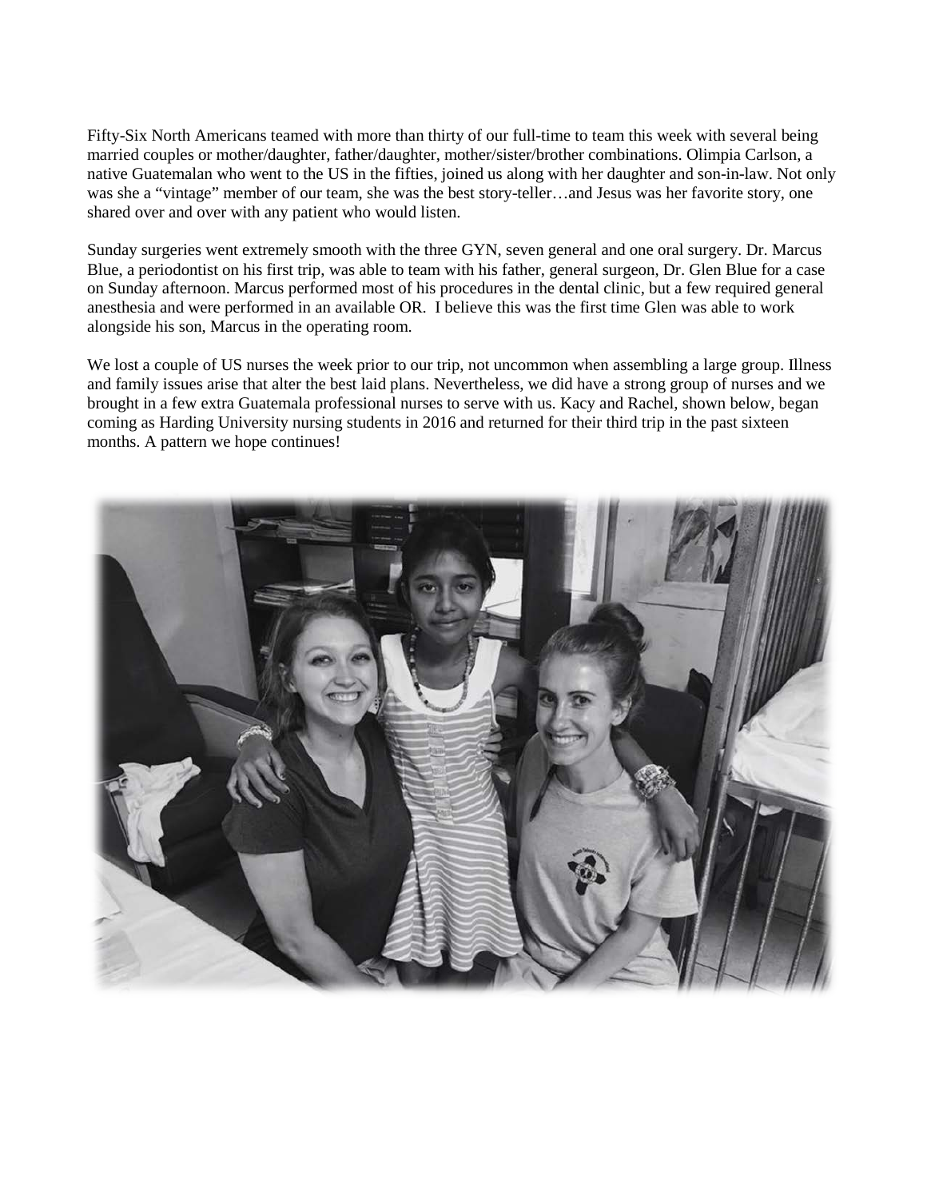Fifty-Six North Americans teamed with more than thirty of our full-time to team this week with several being married couples or mother/daughter, father/daughter, mother/sister/brother combinations. Olimpia Carlson, a native Guatemalan who went to the US in the fifties, joined us along with her daughter and son-in-law. Not only was she a "vintage" member of our team, she was the best story-teller…and Jesus was her favorite story, one shared over and over with any patient who would listen.

Sunday surgeries went extremely smooth with the three GYN, seven general and one oral surgery. Dr. Marcus Blue, a periodontist on his first trip, was able to team with his father, general surgeon, Dr. Glen Blue for a case on Sunday afternoon. Marcus performed most of his procedures in the dental clinic, but a few required general anesthesia and were performed in an available OR. I believe this was the first time Glen was able to work alongside his son, Marcus in the operating room.

We lost a couple of US nurses the week prior to our trip, not uncommon when assembling a large group. Illness and family issues arise that alter the best laid plans. Nevertheless, we did have a strong group of nurses and we brought in a few extra Guatemala professional nurses to serve with us. Kacy and Rachel, shown below, began coming as Harding University nursing students in 2016 and returned for their third trip in the past sixteen months. A pattern we hope continues!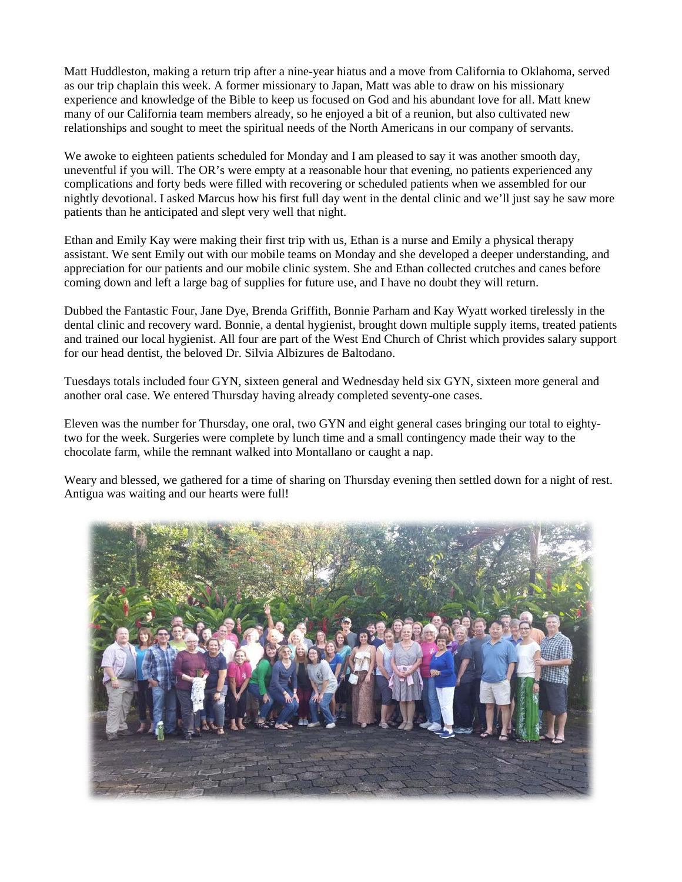Matt Huddleston, making a return trip after a nine-year hiatus and a move from California to Oklahoma, served as our trip chaplain this week. A former missionary to Japan, Matt was able to draw on his missionary experience and knowledge of the Bible to keep us focused on God and his abundant love for all. Matt knew many of our California team members already, so he enjoyed a bit of a reunion, but also cultivated new relationships and sought to meet the spiritual needs of the North Americans in our company of servants.

We awoke to eighteen patients scheduled for Monday and I am pleased to say it was another smooth day, uneventful if you will. The OR's were empty at a reasonable hour that evening, no patients experienced any complications and forty beds were filled with recovering or scheduled patients when we assembled for our nightly devotional. I asked Marcus how his first full day went in the dental clinic and we'll just say he saw more patients than he anticipated and slept very well that night.

Ethan and Emily Kay were making their first trip with us, Ethan is a nurse and Emily a physical therapy assistant. We sent Emily out with our mobile teams on Monday and she developed a deeper understanding, and appreciation for our patients and our mobile clinic system. She and Ethan collected crutches and canes before coming down and left a large bag of supplies for future use, and I have no doubt they will return.

Dubbed the Fantastic Four, Jane Dye, Brenda Griffith, Bonnie Parham and Kay Wyatt worked tirelessly in the dental clinic and recovery ward. Bonnie, a dental hygienist, brought down multiple supply items, treated patients and trained our local hygienist. All four are part of the West End Church of Christ which provides salary support for our head dentist, the beloved Dr. Silvia Albizures de Baltodano.

Tuesdays totals included four GYN, sixteen general and Wednesday held six GYN, sixteen more general and another oral case. We entered Thursday having already completed seventy-one cases.

Eleven was the number for Thursday, one oral, two GYN and eight general cases bringing our total to eighty-two for the week. Surgeries were complete by lunch time and a small contingency made their way to the chocolate farm, while the remnant walked into Montallano or caught a nap.

Weary and blessed, we gathered for a time of sharing on Thursday evening then settled down for a night of rest. Antigua was waiting and our hearts were full!